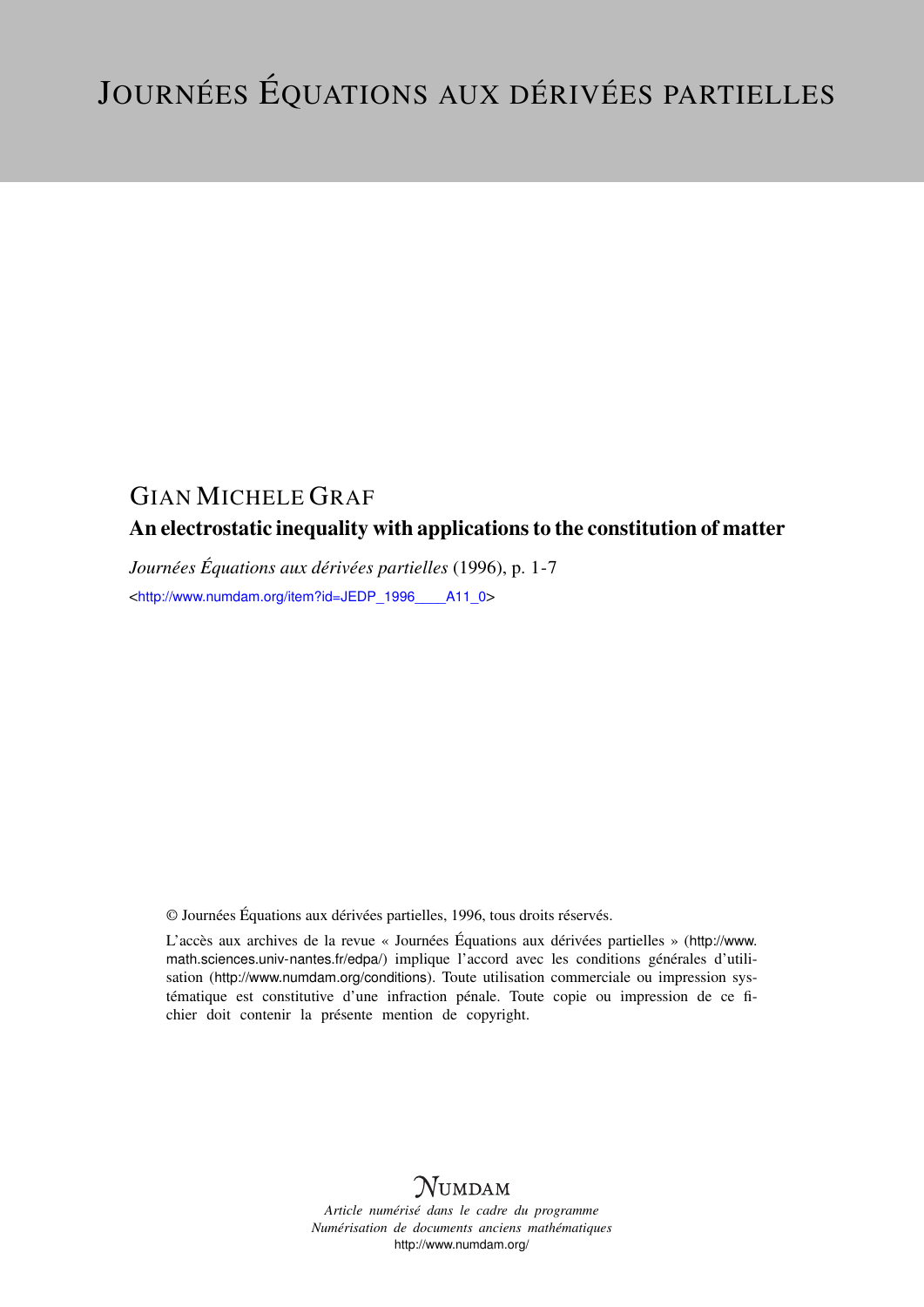# Journées Équations aux dérivées partielles

GIAN MICHELE GRAF

## An electrostatic inequality with applications to the constitution of matter

*Journées Équations aux dérivées partielles* (1996), p. 1-7

<http://www.numdam.org/item?id=JEDP_1996____A11_0>

© Journées Équations aux dérivées partielles, 1996, tous droits réservés.

L'accès aux archives de la revue « Journées Équations aux dérivées partielles » (http://www.math.sciences.univ-nantes.fr/edpa/) implique l'accord avec les conditions générales d'utilisation (http://www.numdam.org/conditions). Toute utilisation commerciale ou impression systématique est constitutive d'une infraction pénale. Toute copie ou impression de ce fichier doit contenir la présente mention de copyright.

NUMDAM

*Article numérisé dans le cadre du programme*
*Numérisation de documents anciens mathématiques*
http://www.numdam.org/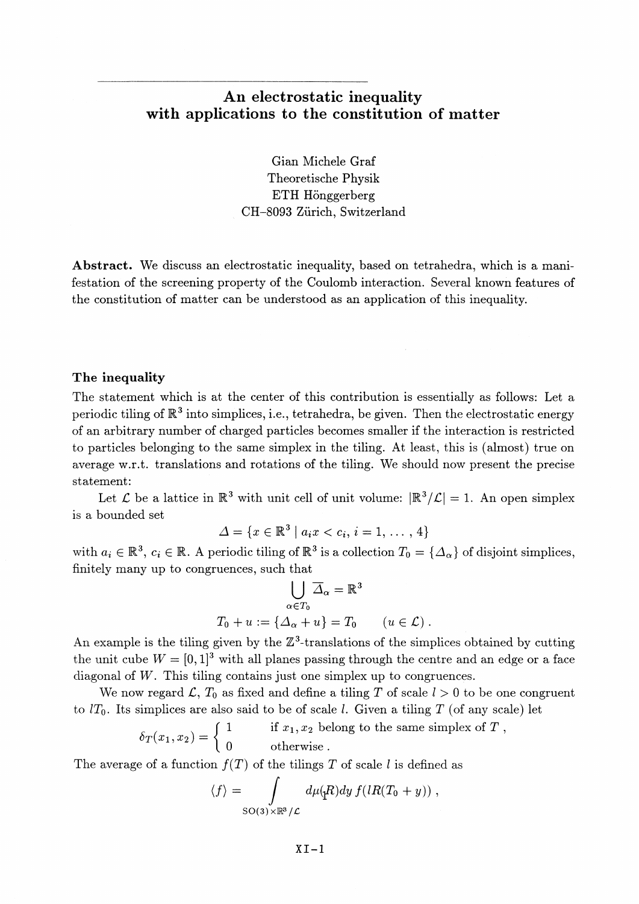---

# An electrostatic inequality with applications to the constitution of matter

Gian Michele Graf
Theoretische Physik
ETH Hönggerberg
CH–8093 Zürich, Switzerland

**Abstract.** We discuss an electrostatic inequality, based on tetrahedra, which is a manifestation of the screening property of the Coulomb interaction. Several known features of the constitution of matter can be understood as an application of this inequality.

### The inequality

The statement which is at the center of this contribution is essentially as follows: Let a periodic tiling of $\mathbb{R}^3$ into simplices, i.e., tetrahedra, be given. Then the electrostatic energy of an arbitrary number of charged particles becomes smaller if the interaction is restricted to particles belonging to the same simplex in the tiling. At least, this is (almost) true on average w.r.t. translations and rotations of the tiling. We should now present the precise statement:

Let $\mathcal{L}$ be a lattice in $\mathbb{R}^3$ with unit cell of unit volume: $|\mathbb{R}^3/\mathcal{L}| = 1$. An open simplex is a bounded set

$$\Delta = \{x \in \mathbb{R}^3 \mid a_i x < c_i,\ i = 1, \ldots, 4\}$$

with $a_i \in \mathbb{R}^3$, $c_i \in \mathbb{R}$. A periodic tiling of $\mathbb{R}^3$ is a collection $T_0 = \{\Delta_\alpha\}$ of disjoint simplices, finitely many up to congruences, such that

$$\bigcup_{\alpha \in T_0} \overline{\Delta}_\alpha = \mathbb{R}^3$$

$$T_0 + u := \{\Delta_\alpha + u\} = T_0 \qquad (u \in \mathcal{L})\ .$$

An example is the tiling given by the $\mathbb{Z}^3$-translations of the simplices obtained by cutting the unit cube $W = [0,1]^3$ with all planes passing through the centre and an edge or a face diagonal of $W$. This tiling contains just one simplex up to congruences.

We now regard $\mathcal{L}$, $T_0$ as fixed and define a tiling $T$ of scale $l > 0$ to be one congruent to $lT_0$. Its simplices are also said to be of scale $l$. Given a tiling $T$ (of any scale) let

$$\delta_T(x_1, x_2) = \begin{cases} 1 & \text{if } x_1, x_2 \text{ belong to the same simplex of } T\ , \\ 0 & \text{otherwise}\ . \end{cases}$$

The average of a function $f(T)$ of the tilings $T$ of scale $l$ is defined as

$$\langle f \rangle = \int_{\mathrm{SO}(3) \times \mathbb{R}^3/\mathcal{L}} d\mu(R)dy\, f(lR(T_0 + y))\ ,$$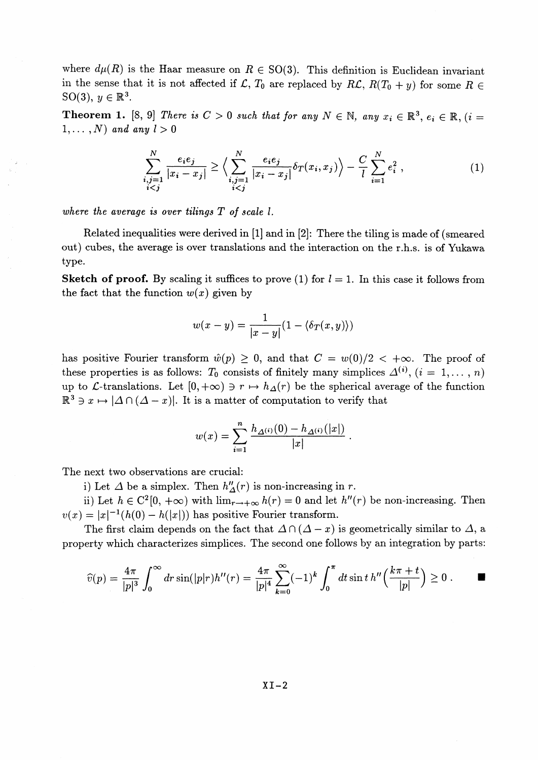where $d\mu(R)$ is the Haar measure on $R \in \mathrm{SO}(3)$. This definition is Euclidean invariant in the sense that it is not affected if $\mathcal{L}$, $T_0$ are replaced by $R\mathcal{L}$, $R(T_0 + y)$ for some $R \in \mathrm{SO}(3)$, $y \in \mathbb{R}^3$.

**Theorem 1.** [8, 9] *There is $C > 0$ such that for any $N \in \mathbb{N}$, any $x_i \in \mathbb{R}^3$, $e_i \in \mathbb{R}$, $(i = 1, \ldots, N)$ and any $l > 0$*

$$\sum_{\substack{i,j=1 \\ i<j}}^{N} \frac{e_i e_j}{|x_i - x_j|} \geq \Big\langle \sum_{\substack{i,j=1 \\ i<j}}^{N} \frac{e_i e_j}{|x_i - x_j|} \delta_T(x_i, x_j) \Big\rangle - \frac{C}{l} \sum_{i=1}^{N} e_i^2 \,, \tag{1}$$

*where the average is over tilings $T$ of scale $l$.*

Related inequalities were derived in [1] and in [2]: There the tiling is made of (smeared out) cubes, the average is over translations and the interaction on the r.h.s. is of Yukawa type.

**Sketch of proof.** By scaling it suffices to prove (1) for $l = 1$. In this case it follows from the fact that the function $w(x)$ given by

$$w(x - y) = \frac{1}{|x - y|}(1 - \langle \delta_T(x, y) \rangle)$$

has positive Fourier transform $\hat{w}(p) \geq 0$, and that $C = w(0)/2 < +\infty$. The proof of these properties is as follows: $T_0$ consists of finitely many simplices $\Delta^{(i)}$, $(i = 1, \ldots, n)$ up to $\mathcal{L}$-translations. Let $[0, +\infty) \ni r \mapsto h_\Delta(r)$ be the spherical average of the function $\mathbb{R}^3 \ni x \mapsto |\Delta \cap (\Delta - x)|$. It is a matter of computation to verify that

$$w(x) = \sum_{i=1}^{n} \frac{h_{\Delta^{(i)}}(0) - h_{\Delta^{(i)}}(|x|)}{|x|} \,.$$

The next two observations are crucial:

i) Let $\Delta$ be a simplex. Then $h''_\Delta(r)$ is non-increasing in $r$.

ii) Let $h \in C^2[0, +\infty)$ with $\lim_{r \to +\infty} h(r) = 0$ and let $h''(r)$ be non-increasing. Then $v(x) = |x|^{-1}(h(0) - h(|x|))$ has positive Fourier transform.

The first claim depends on the fact that $\Delta \cap (\Delta - x)$ is geometrically similar to $\Delta$, a property which characterizes simplices. The second one follows by an integration by parts:

$$\widehat{v}(p) = \frac{4\pi}{|p|^3} \int_0^\infty dr \sin(|p|r) h''(r) = \frac{4\pi}{|p|^4} \sum_{k=0}^{\infty} (-1)^k \int_0^\pi dt \sin t \, h''\Big(\frac{k\pi + t}{|p|}\Big) \geq 0 \,. \qquad \blacksquare$$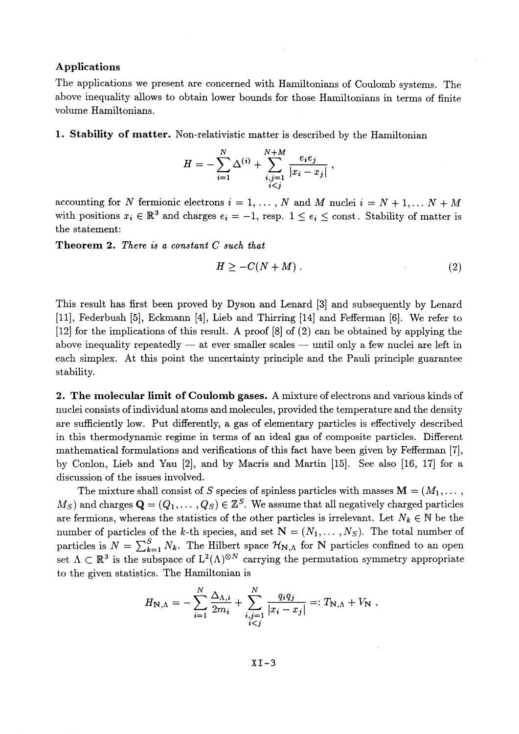### Applications

The applications we present are concerned with Hamiltonians of Coulomb systems. The above inequality allows to obtain lower bounds for those Hamiltonians in terms of finite volume Hamiltonians.

**1. Stability of matter.** Non-relativistic matter is described by the Hamiltonian

$$H = -\sum_{i=1}^{N} \Delta^{(i)} + \sum_{\substack{i,j=1 \\ i<j}}^{N+M} \frac{e_i e_j}{|x_i - x_j|} ,$$

accounting for $N$ fermionic electrons $i = 1, \dots, N$ and $M$ nuclei $i = N+1, \dots N+M$ with positions $x_i \in \mathbb{R}^3$ and charges $e_i = -1$, resp. $1 \leq e_i \leq \text{const}$. Stability of matter is the statement:

**Theorem 2.** *There is a constant $C$ such that*

$$H \geq -C(N+M) . \tag{2}$$

This result has first been proved by Dyson and Lenard [3] and subsequently by Lenard [11], Federbush [5], Eckmann [4], Lieb and Thirring [14] and Fefferman [6]. We refer to [12] for the implications of this result. A proof [8] of (2) can be obtained by applying the above inequality repeatedly — at ever smaller scales — until only a few nuclei are left in each simplex. At this point the uncertainty principle and the Pauli principle guarantee stability.

**2. The molecular limit of Coulomb gases.** A mixture of electrons and various kinds of nuclei consists of individual atoms and molecules, provided the temperature and the density are sufficiently low. Put differently, a gas of elementary particles is effectively described in this thermodynamic regime in terms of an ideal gas of composite particles. Different mathematical formulations and verifications of this fact have been given by Fefferman [7], by Conlon, Lieb and Yau [2], and by Macris and Martin [15]. See also [16, 17] for a discussion of the issues involved.

The mixture shall consist of $S$ species of spinless particles with masses $\mathbf{M} = (M_1, \dots, M_S)$ and charges $\mathbf{Q} = (Q_1, \dots, Q_S) \in \mathbb{Z}^S$. We assume that all negatively charged particles are fermions, whereas the statistics of the other particles is irrelevant. Let $N_k \in \mathbb{N}$ be the number of particles of the $k$-th species, and set $\mathbf{N} = (N_1, \dots, N_S)$. The total number of particles is $N = \sum_{k=1}^{S} N_k$. The Hilbert space $\mathcal{H}_{\mathbf{N},\Lambda}$ for $\mathbf{N}$ particles confined to an open set $\Lambda \subset \mathbb{R}^3$ is the subspace of $\mathrm{L}^2(\Lambda)^{\otimes N}$ carrying the permutation symmetry appropriate to the given statistics. The Hamiltonian is

$$H_{\mathbf{N},\Lambda} = -\sum_{i=1}^{N} \frac{\Delta_{\Lambda,i}}{2m_i} + \sum_{\substack{i,j=1 \\ i<j}}^{N} \frac{q_i q_j}{|x_i - x_j|} =: T_{\mathbf{N},\Lambda} + V_{\mathbf{N}} ,$$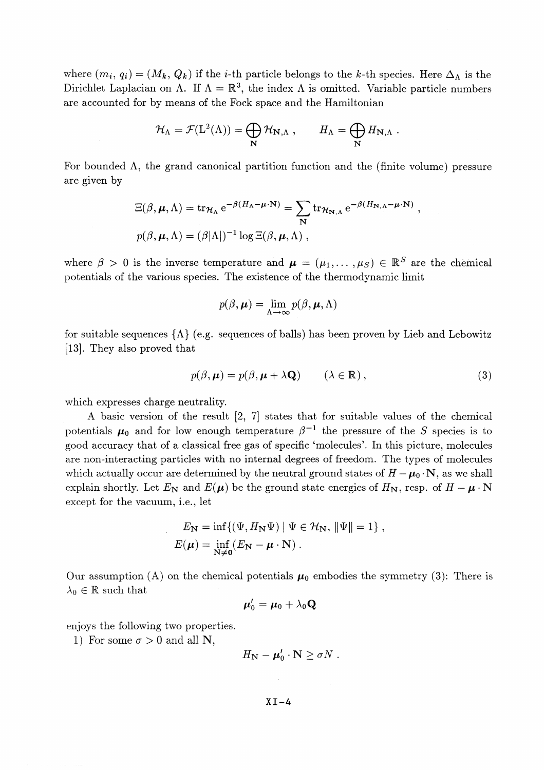where $(m_i, q_i) = (M_k, Q_k)$ if the $i$-th particle belongs to the $k$-th species. Here $\Delta_\Lambda$ is the Dirichlet Laplacian on $\Lambda$. If $\Lambda = \mathbb{R}^3$, the index $\Lambda$ is omitted. Variable particle numbers are accounted for by means of the Fock space and the Hamiltonian

$$\mathcal{H}_\Lambda = \mathcal{F}(\mathrm{L}^2(\Lambda)) = \bigoplus_{\mathbf{N}} \mathcal{H}_{\mathbf{N},\Lambda} , \qquad H_\Lambda = \bigoplus_{\mathbf{N}} H_{\mathbf{N},\Lambda} .$$

For bounded $\Lambda$, the grand canonical partition function and the (finite volume) pressure are given by

$$\Xi(\beta, \boldsymbol{\mu}, \Lambda) = \mathrm{tr}_{\mathcal{H}_\Lambda} \mathrm{e}^{-\beta(H_\Lambda - \boldsymbol{\mu}\cdot\mathbf{N})} = \sum_{\mathbf{N}} \mathrm{tr}_{\mathcal{H}_{\mathbf{N},\Lambda}} \mathrm{e}^{-\beta(H_{\mathbf{N},\Lambda} - \boldsymbol{\mu}\cdot\mathbf{N})} ,$$

$$p(\beta, \boldsymbol{\mu}, \Lambda) = (\beta|\Lambda|)^{-1} \log \Xi(\beta, \boldsymbol{\mu}, \Lambda) ,$$

where $\beta > 0$ is the inverse temperature and $\boldsymbol{\mu} = (\mu_1, \ldots, \mu_S) \in \mathbb{R}^S$ are the chemical potentials of the various species. The existence of the thermodynamic limit

$$p(\beta, \boldsymbol{\mu}) = \lim_{\Lambda\to\infty} p(\beta, \boldsymbol{\mu}, \Lambda)$$

for suitable sequences $\{\Lambda\}$ (e.g. sequences of balls) has been proven by Lieb and Lebowitz [13]. They also proved that

$$p(\beta, \boldsymbol{\mu}) = p(\beta, \boldsymbol{\mu} + \lambda\mathbf{Q}) \qquad (\lambda \in \mathbb{R}) , \tag{3}$$

which expresses charge neutrality.

A basic version of the result [2, 7] states that for suitable values of the chemical potentials $\boldsymbol{\mu}_0$ and for low enough temperature $\beta^{-1}$ the pressure of the $S$ species is to good accuracy that of a classical free gas of specific 'molecules'. In this picture, molecules are non-interacting particles with no internal degrees of freedom. The types of molecules which actually occur are determined by the neutral ground states of $H - \boldsymbol{\mu}_0 \cdot \mathbf{N}$, as we shall explain shortly. Let $E_\mathbf{N}$ and $E(\boldsymbol{\mu})$ be the ground state energies of $H_\mathbf{N}$, resp. of $H - \boldsymbol{\mu}\cdot\mathbf{N}$ except for the vacuum, i.e., let

$$E_\mathbf{N} = \inf\{(\Psi, H_\mathbf{N}\Psi) \mid \Psi \in \mathcal{H}_\mathbf{N}, \|\Psi\| = 1\} ,$$

$$E(\boldsymbol{\mu}) = \inf_{\mathbf{N}\neq\mathbf{0}} (E_\mathbf{N} - \boldsymbol{\mu}\cdot\mathbf{N}) .$$

Our assumption (A) on the chemical potentials $\boldsymbol{\mu}_0$ embodies the symmetry (3): There is $\lambda_0 \in \mathbb{R}$ such that

$$\boldsymbol{\mu}_0' = \boldsymbol{\mu}_0 + \lambda_0\mathbf{Q}$$

enjoys the following two properties.

1) For some $\sigma > 0$ and all $\mathbf{N}$,

$$H_\mathbf{N} - \boldsymbol{\mu}_0' \cdot \mathbf{N} \geq \sigma N .$$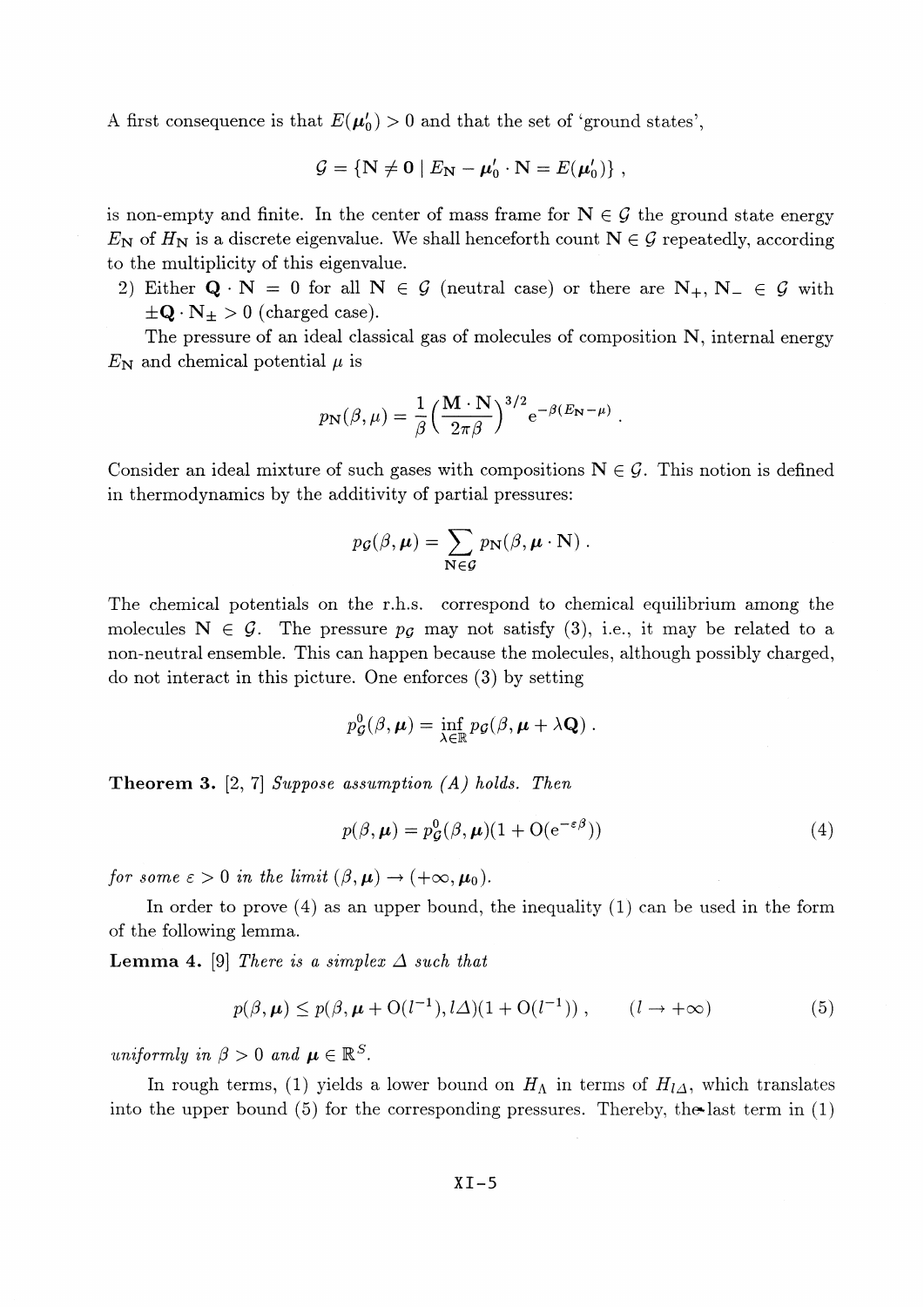A first consequence is that $E(\boldsymbol{\mu}_0') > 0$ and that the set of 'ground states',

$$\mathcal{G} = \{\mathbf{N} \neq \mathbf{0} \mid E_{\mathbf{N}} - \boldsymbol{\mu}_0' \cdot \mathbf{N} = E(\boldsymbol{\mu}_0')\} ,$$

is non-empty and finite. In the center of mass frame for $\mathbf{N} \in \mathcal{G}$ the ground state energy $E_{\mathbf{N}}$ of $H_{\mathbf{N}}$ is a discrete eigenvalue. We shall henceforth count $\mathbf{N} \in \mathcal{G}$ repeatedly, according to the multiplicity of this eigenvalue.

2) Either $\mathbf{Q} \cdot \mathbf{N} = 0$ for all $\mathbf{N} \in \mathcal{G}$ (neutral case) or there are $\mathbf{N}_+, \mathbf{N}_- \in \mathcal{G}$ with $\pm\mathbf{Q} \cdot \mathbf{N}_\pm > 0$ (charged case).

The pressure of an ideal classical gas of molecules of composition $\mathbf{N}$, internal energy $E_{\mathbf{N}}$ and chemical potential $\mu$ is

$$p_{\mathbf{N}}(\beta, \mu) = \frac{1}{\beta}\Big(\frac{\mathbf{M} \cdot \mathbf{N}}{2\pi\beta}\Big)^{3/2} \mathrm{e}^{-\beta(E_{\mathbf{N}} - \mu)} .$$

Consider an ideal mixture of such gases with compositions $\mathbf{N} \in \mathcal{G}$. This notion is defined in thermodynamics by the additivity of partial pressures:

$$p_{\mathcal{G}}(\beta, \boldsymbol{\mu}) = \sum_{\mathbf{N} \in \mathcal{G}} p_{\mathbf{N}}(\beta, \boldsymbol{\mu} \cdot \mathbf{N}) .$$

The chemical potentials on the r.h.s. correspond to chemical equilibrium among the molecules $\mathbf{N} \in \mathcal{G}$. The pressure $p_{\mathcal{G}}$ may not satisfy (3), i.e., it may be related to a non-neutral ensemble. This can happen because the molecules, although possibly charged, do not interact in this picture. One enforces (3) by setting

$$p^0_{\mathcal{G}}(\beta, \boldsymbol{\mu}) = \inf_{\lambda \in \mathbb{R}} p_{\mathcal{G}}(\beta, \boldsymbol{\mu} + \lambda \mathbf{Q}) .$$

**Theorem 3.** [2, 7] *Suppose assumption (A) holds. Then*

$$p(\beta, \boldsymbol{\mu}) = p^0_{\mathcal{G}}(\beta, \boldsymbol{\mu})(1 + \mathrm{O}(\mathrm{e}^{-\varepsilon\beta})) \tag{4}$$

*for some $\varepsilon > 0$ in the limit $(\beta, \boldsymbol{\mu}) \to (+\infty, \boldsymbol{\mu}_0)$.*

In order to prove (4) as an upper bound, the inequality (1) can be used in the form of the following lemma.

**Lemma 4.** [9] *There is a simplex $\Delta$ such that*

$$p(\beta, \boldsymbol{\mu}) \leq p(\beta, \boldsymbol{\mu} + \mathrm{O}(l^{-1}), l\Delta)(1 + \mathrm{O}(l^{-1})) , \qquad (l \to +\infty) \tag{5}$$

*uniformly in $\beta > 0$ and $\boldsymbol{\mu} \in \mathbb{R}^S$.*

In rough terms, (1) yields a lower bound on $H_\Lambda$ in terms of $H_{l\Delta}$, which translates into the upper bound (5) for the corresponding pressures. Thereby, the last term in (1)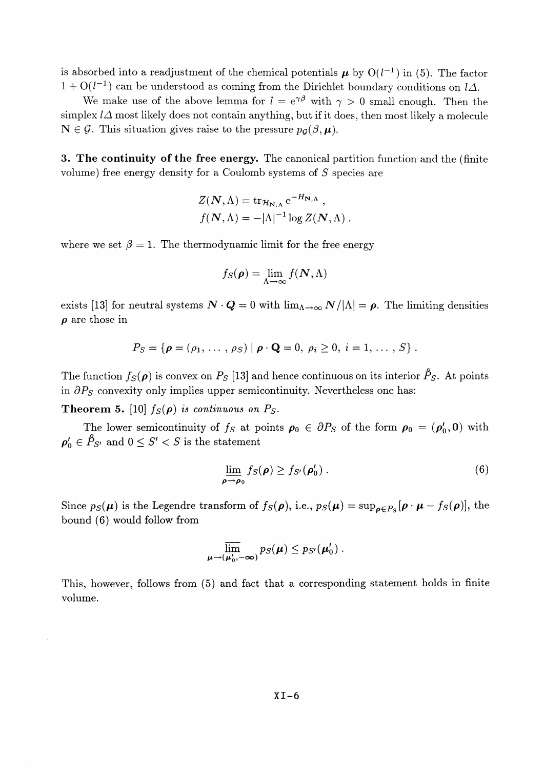is absorbed into a readjustment of the chemical potentials $\boldsymbol{\mu}$ by $\mathrm{O}(l^{-1})$ in (5). The factor $1 + \mathrm{O}(l^{-1})$ can be understood as coming from the Dirichlet boundary conditions on $l\Delta$.

We make use of the above lemma for $l = \mathrm{e}^{\gamma\beta}$ with $\gamma > 0$ small enough. Then the simplex $l\Delta$ most likely does not contain anything, but if it does, then most likely a molecule $\mathrm{N} \in \mathcal{G}$. This situation gives raise to the pressure $p_{\mathcal{G}}(\beta, \boldsymbol{\mu})$.

**3. The continuity of the free energy.** The canonical partition function and the (finite volume) free energy density for a Coulomb systems of $S$ species are

$$Z(\boldsymbol{N}, \Lambda) = \mathrm{tr}_{\mathcal{H}_{\mathbf{N},\Lambda}} \mathrm{e}^{-H_{\mathbf{N},\Lambda}} ,$$
$$f(\boldsymbol{N}, \Lambda) = -|\Lambda|^{-1} \log Z(\boldsymbol{N}, \Lambda) .$$

where we set $\beta = 1$. The thermodynamic limit for the free energy

$$f_S(\boldsymbol{\rho}) = \lim_{\Lambda \to \infty} f(\boldsymbol{N}, \Lambda)$$

exists [13] for neutral systems $\boldsymbol{N} \cdot \boldsymbol{Q} = 0$ with $\lim_{\Lambda\to\infty} \boldsymbol{N}/|\Lambda| = \boldsymbol{\rho}$. The limiting densities $\boldsymbol{\rho}$ are those in

$$P_S = \{\boldsymbol{\rho} = (\rho_1, \ldots, \rho_S) \mid \boldsymbol{\rho} \cdot \mathbf{Q} = 0,\ \rho_i \geq 0,\ i = 1, \ldots, S\} .$$

The function $f_S(\boldsymbol{\rho})$ is convex on $P_S$ [13] and hence continuous on its interior $\mathring{P}_S$. At points in $\partial P_S$ convexity only implies upper semicontinuity. Nevertheless one has:

**Theorem 5.** [10] *$f_S(\boldsymbol{\rho})$ is continuous on $P_S$.*

The lower semicontinuity of $f_S$ at points $\boldsymbol{\rho}_0 \in \partial P_S$ of the form $\boldsymbol{\rho}_0 = (\boldsymbol{\rho}_0', \mathbf{0})$ with $\boldsymbol{\rho}_0' \in \mathring{P}_{S'}$ and $0 \leq S' < S$ is the statement

$$\varliminf_{\boldsymbol{\rho}\to\boldsymbol{\rho}_0} f_S(\boldsymbol{\rho}) \geq f_{S'}(\boldsymbol{\rho}_0') . \tag{6}$$

Since $p_S(\boldsymbol{\mu})$ is the Legendre transform of $f_S(\boldsymbol{\rho})$, i.e., $p_S(\boldsymbol{\mu}) = \sup_{\boldsymbol{\rho}\in P_S} [\boldsymbol{\rho} \cdot \boldsymbol{\mu} - f_S(\boldsymbol{\rho})]$, the bound (6) would follow from

$$\varlimsup_{\boldsymbol{\mu}\to(\boldsymbol{\mu}_0', -\infty)} p_S(\boldsymbol{\mu}) \leq p_{S'}(\boldsymbol{\mu}_0') .$$

This, however, follows from (5) and fact that a corresponding statement holds in finite volume.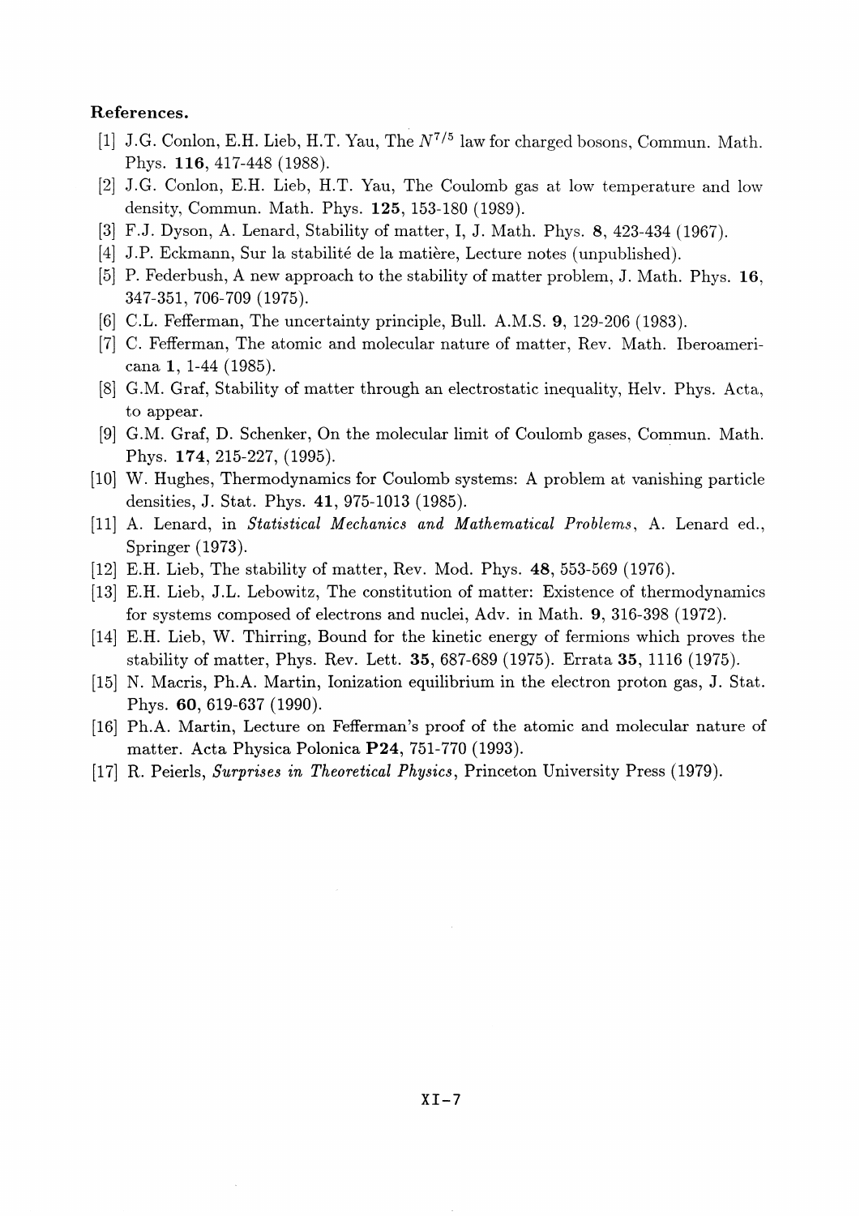**References.**

[1] J.G. Conlon, E.H. Lieb, H.T. Yau, The $N^{7/5}$ law for charged bosons, Commun. Math. Phys. **116**, 417-448 (1988).

[2] J.G. Conlon, E.H. Lieb, H.T. Yau, The Coulomb gas at low temperature and low density, Commun. Math. Phys. **125**, 153-180 (1989).

[3] F.J. Dyson, A. Lenard, Stability of matter, I, J. Math. Phys. **8**, 423-434 (1967).

[4] J.P. Eckmann, Sur la stabilité de la matière, Lecture notes (unpublished).

[5] P. Federbush, A new approach to the stability of matter problem, J. Math. Phys. **16**, 347-351, 706-709 (1975).

[6] C.L. Fefferman, The uncertainty principle, Bull. A.M.S. **9**, 129-206 (1983).

[7] C. Fefferman, The atomic and molecular nature of matter, Rev. Math. Iberoamericana **1**, 1-44 (1985).

[8] G.M. Graf, Stability of matter through an electrostatic inequality, Helv. Phys. Acta, to appear.

[9] G.M. Graf, D. Schenker, On the molecular limit of Coulomb gases, Commun. Math. Phys. **174**, 215-227, (1995).

[10] W. Hughes, Thermodynamics for Coulomb systems: A problem at vanishing particle densities, J. Stat. Phys. **41**, 975-1013 (1985).

[11] A. Lenard, in *Statistical Mechanics and Mathematical Problems*, A. Lenard ed., Springer (1973).

[12] E.H. Lieb, The stability of matter, Rev. Mod. Phys. **48**, 553-569 (1976).

[13] E.H. Lieb, J.L. Lebowitz, The constitution of matter: Existence of thermodynamics for systems composed of electrons and nuclei, Adv. in Math. **9**, 316-398 (1972).

[14] E.H. Lieb, W. Thirring, Bound for the kinetic energy of fermions which proves the stability of matter, Phys. Rev. Lett. **35**, 687-689 (1975). Errata **35**, 1116 (1975).

[15] N. Macris, Ph.A. Martin, Ionization equilibrium in the electron proton gas, J. Stat. Phys. **60**, 619-637 (1990).

[16] Ph.A. Martin, Lecture on Fefferman's proof of the atomic and molecular nature of matter. Acta Physica Polonica **P24**, 751-770 (1993).

[17] R. Peierls, *Surprises in Theoretical Physics*, Princeton University Press (1979).